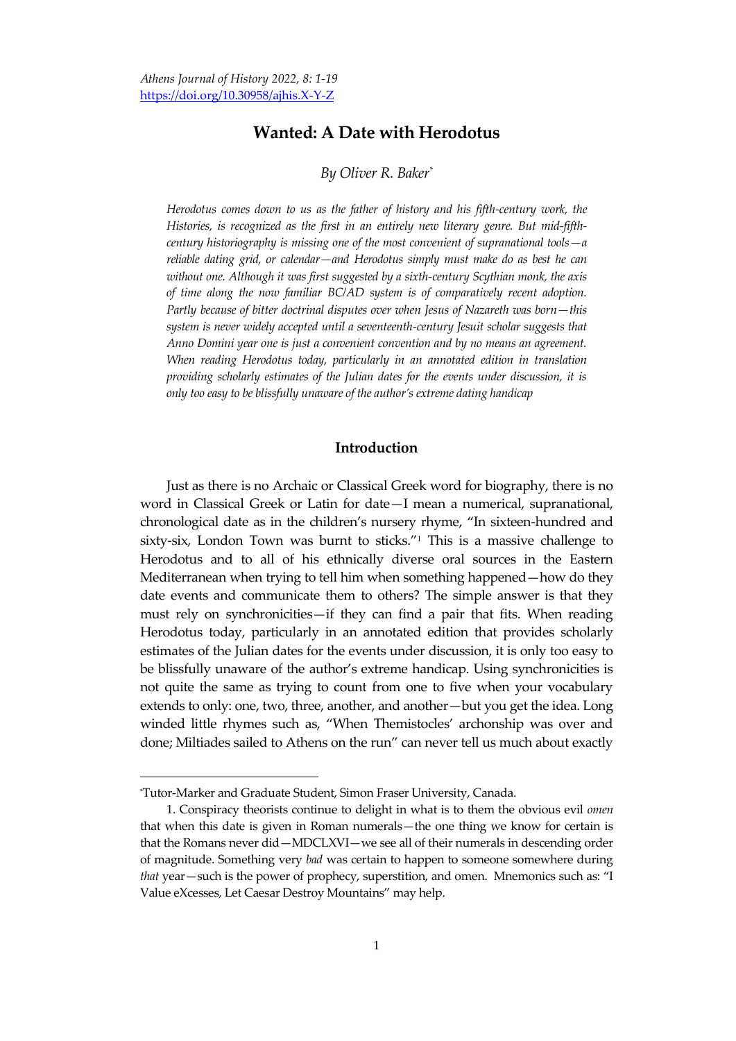# Wanted: A Date with Herodotus

*By Oliver R. Baker*[*]

*Herodotus comes down to us as the father of history and his fifth-century work, the Histories, is recognized as the first in an entirely new literary genre. But mid-fifth-century historiography is missing one of the most convenient of supranational tools—a reliable dating grid, or calendar—and Herodotus simply must make do as best he can without one. Although it was first suggested by a sixth-century Scythian monk, the axis of time along the now familiar BC/AD system is of comparatively recent adoption. Partly because of bitter doctrinal disputes over when Jesus of Nazareth was born—this system is never widely accepted until a seventeenth-century Jesuit scholar suggests that Anno Domini year one is just a convenient convention and by no means an agreement. When reading Herodotus today, particularly in an annotated edition in translation providing scholarly estimates of the Julian dates for the events under discussion, it is only too easy to be blissfully unaware of the author's extreme dating handicap*

## Introduction

Just as there is no Archaic or Classical Greek word for biography, there is no word in Classical Greek or Latin for date—I mean a numerical, supranational, chronological date as in the children's nursery rhyme, "In sixteen-hundred and sixty-six, London Town was burnt to sticks."[1] This is a massive challenge to Herodotus and to all of his ethnically diverse oral sources in the Eastern Mediterranean when trying to tell him when something happened—how do they date events and communicate them to others? The simple answer is that they must rely on synchronicities—if they can find a pair that fits. When reading Herodotus today, particularly in an annotated edition that provides scholarly estimates of the Julian dates for the events under discussion, it is only too easy to be blissfully unaware of the author's extreme handicap. Using synchronicities is not quite the same as trying to count from one to five when your vocabulary extends to only: one, two, three, another, and another—but you get the idea. Long winded little rhymes such as, "When Themistocles' archonship was over and done; Miltiades sailed to Athens on the run" can never tell us much about exactly

---

[*] Tutor-Marker and Graduate Student, Simon Fraser University, Canada.

1. Conspiracy theorists continue to delight in what is to them the obvious evil *omen* that when this date is given in Roman numerals—the one thing we know for certain is that the Romans never did—MDCLXVI—we see all of their numerals in descending order of magnitude. Something very *bad* was certain to happen to someone somewhere during *that* year—such is the power of prophecy, superstition, and omen. Mnemonics such as: "I Value eXcesses, Let Caesar Destroy Mountains" may help.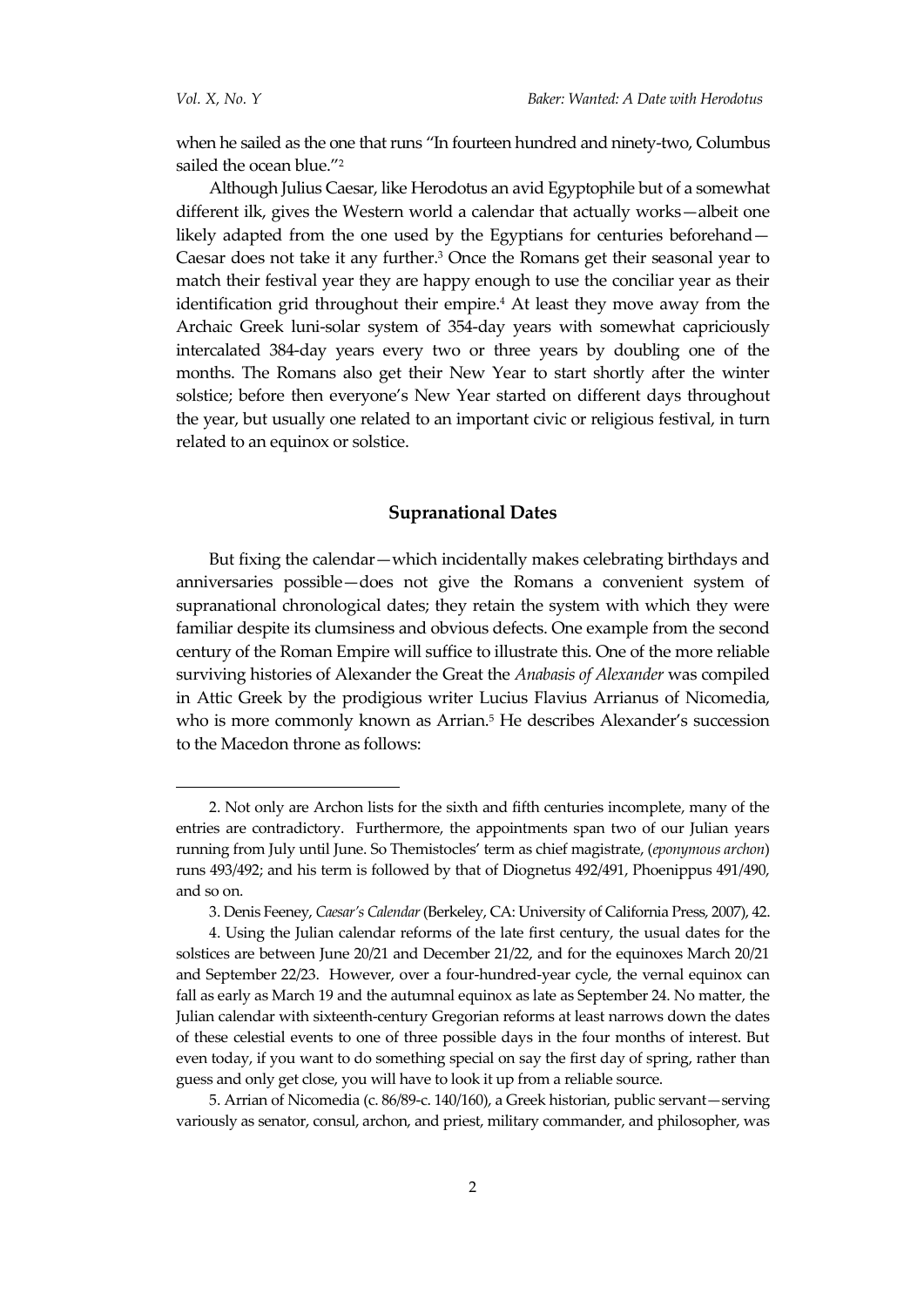when he sailed as the one that runs "In fourteen hundred and ninety-two, Columbus sailed the ocean blue."[2]

Although Julius Caesar, like Herodotus an avid Egyptophile but of a somewhat different ilk, gives the Western world a calendar that actually works—albeit one likely adapted from the one used by the Egyptians for centuries beforehand—Caesar does not take it any further.[3] Once the Romans get their seasonal year to match their festival year they are happy enough to use the conciliar year as their identification grid throughout their empire.[4] At least they move away from the Archaic Greek luni-solar system of 354-day years with somewhat capriciously intercalated 384-day years every two or three years by doubling one of the months. The Romans also get their New Year to start shortly after the winter solstice; before then everyone's New Year started on different days throughout the year, but usually one related to an important civic or religious festival, in turn related to an equinox or solstice.

## Supranational Dates

But fixing the calendar—which incidentally makes celebrating birthdays and anniversaries possible—does not give the Romans a convenient system of supranational chronological dates; they retain the system with which they were familiar despite its clumsiness and obvious defects. One example from the second century of the Roman Empire will suffice to illustrate this. One of the more reliable surviving histories of Alexander the Great the *Anabasis of Alexander* was compiled in Attic Greek by the prodigious writer Lucius Flavius Arrianus of Nicomedia, who is more commonly known as Arrian.[5] He describes Alexander's succession to the Macedon throne as follows:

---

2. Not only are Archon lists for the sixth and fifth centuries incomplete, many of the entries are contradictory. Furthermore, the appointments span two of our Julian years running from July until June. So Themistocles' term as chief magistrate, (*eponymous archon*) runs 493/492; and his term is followed by that of Diognetus 492/491, Phoenippus 491/490, and so on.

3. Denis Feeney, *Caesar's Calendar* (Berkeley, CA: University of California Press, 2007), 42.

4. Using the Julian calendar reforms of the late first century, the usual dates for the solstices are between June 20/21 and December 21/22, and for the equinoxes March 20/21 and September 22/23. However, over a four-hundred-year cycle, the vernal equinox can fall as early as March 19 and the autumnal equinox as late as September 24. No matter, the Julian calendar with sixteenth-century Gregorian reforms at least narrows down the dates of these celestial events to one of three possible days in the four months of interest. But even today, if you want to do something special on say the first day of spring, rather than guess and only get close, you will have to look it up from a reliable source.

5. Arrian of Nicomedia (c. 86/89-c. 140/160), a Greek historian, public servant—serving variously as senator, consul, archon, and priest, military commander, and philosopher, was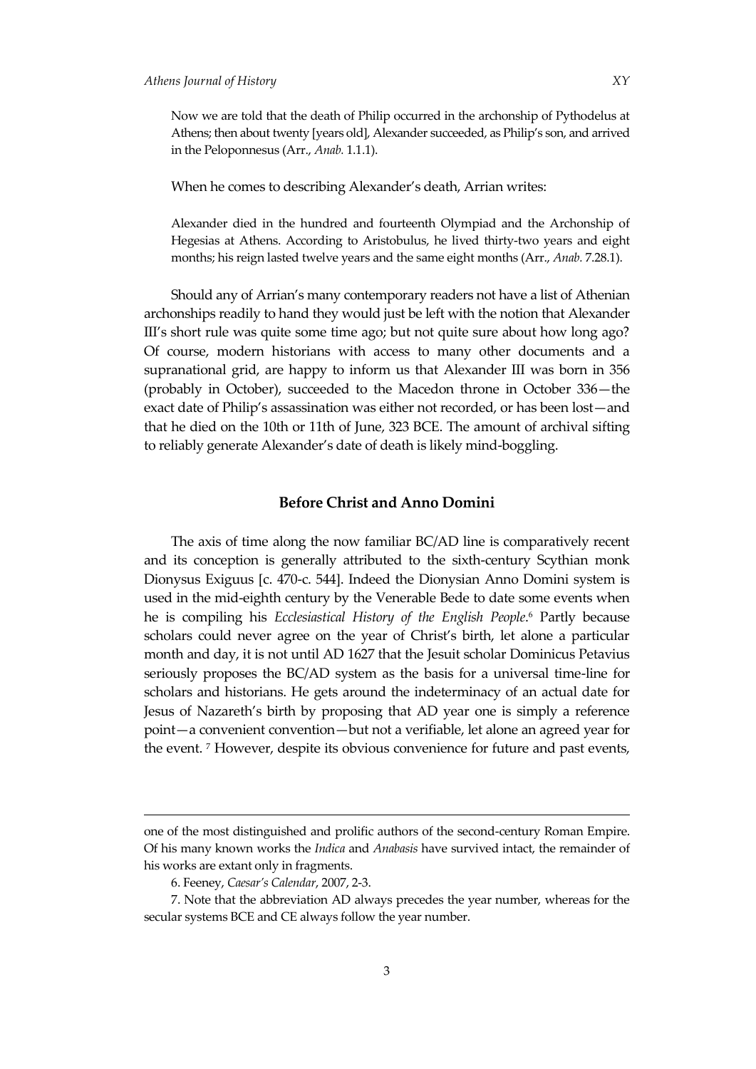> Now we are told that the death of Philip occurred in the archonship of Pythodelus at Athens; then about twenty [years old], Alexander succeeded, as Philip's son, and arrived in the Peloponnesus (Arr., *Anab.* 1.1.1).

When he comes to describing Alexander's death, Arrian writes:

> Alexander died in the hundred and fourteenth Olympiad and the Archonship of Hegesias at Athens. According to Aristobulus, he lived thirty-two years and eight months; his reign lasted twelve years and the same eight months (Arr., *Anab.* 7.28.1).

Should any of Arrian's many contemporary readers not have a list of Athenian archonships readily to hand they would just be left with the notion that Alexander III's short rule was quite some time ago; but not quite sure about how long ago? Of course, modern historians with access to many other documents and a supranational grid, are happy to inform us that Alexander III was born in 356 (probably in October), succeeded to the Macedon throne in October 336—the exact date of Philip's assassination was either not recorded, or has been lost—and that he died on the 10th or 11th of June, 323 BCE. The amount of archival sifting to reliably generate Alexander's date of death is likely mind-boggling.

## Before Christ and Anno Domini

The axis of time along the now familiar BC/AD line is comparatively recent and its conception is generally attributed to the sixth-century Scythian monk Dionysus Exiguus [c. 470-c. 544]. Indeed the Dionysian Anno Domini system is used in the mid-eighth century by the Venerable Bede to date some events when he is compiling his *Ecclesiastical History of the English People*.[6] Partly because scholars could never agree on the year of Christ's birth, let alone a particular month and day, it is not until AD 1627 that the Jesuit scholar Dominicus Petavius seriously proposes the BC/AD system as the basis for a universal time-line for scholars and historians. He gets around the indeterminacy of an actual date for Jesus of Nazareth's birth by proposing that AD year one is simply a reference point—a convenient convention—but not a verifiable, let alone an agreed year for the event. [7] However, despite its obvious convenience for future and past events,

---

one of the most distinguished and prolific authors of the second-century Roman Empire. Of his many known works the *Indica* and *Anabasis* have survived intact, the remainder of his works are extant only in fragments.

6. Feeney, *Caesar's Calendar*, 2007, 2-3.

7. Note that the abbreviation AD always precedes the year number, whereas for the secular systems BCE and CE always follow the year number.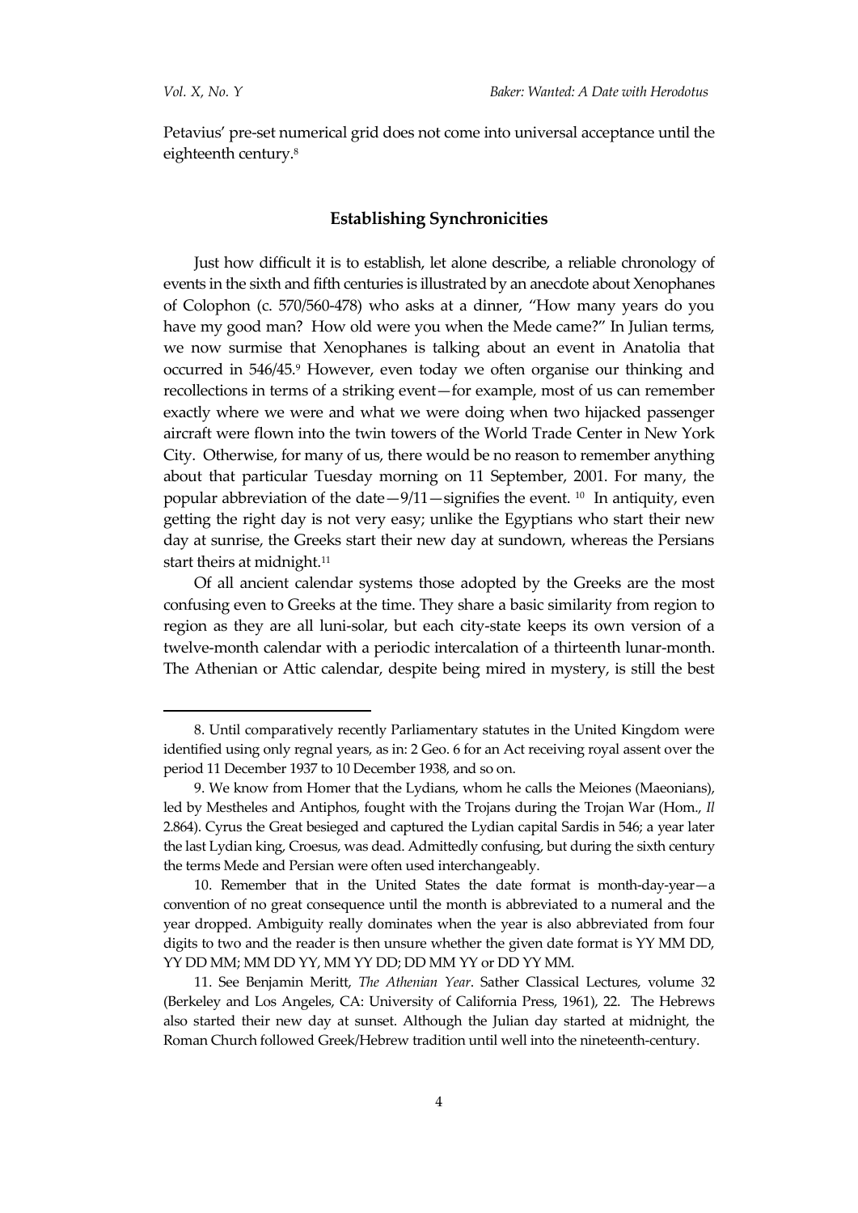Petavius' pre-set numerical grid does not come into universal acceptance until the eighteenth century.[8]

## Establishing Synchronicities

Just how difficult it is to establish, let alone describe, a reliable chronology of events in the sixth and fifth centuries is illustrated by an anecdote about Xenophanes of Colophon (c. 570/560-478) who asks at a dinner, "How many years do you have my good man? How old were you when the Mede came?" In Julian terms, we now surmise that Xenophanes is talking about an event in Anatolia that occurred in 546/45.[9] However, even today we often organise our thinking and recollections in terms of a striking event—for example, most of us can remember exactly where we were and what we were doing when two hijacked passenger aircraft were flown into the twin towers of the World Trade Center in New York City. Otherwise, for many of us, there would be no reason to remember anything about that particular Tuesday morning on 11 September, 2001. For many, the popular abbreviation of the date—9/11—signifies the event.[10] In antiquity, even getting the right day is not very easy; unlike the Egyptians who start their new day at sunrise, the Greeks start their new day at sundown, whereas the Persians start theirs at midnight.[11]

Of all ancient calendar systems those adopted by the Greeks are the most confusing even to Greeks at the time. They share a basic similarity from region to region as they are all luni-solar, but each city-state keeps its own version of a twelve-month calendar with a periodic intercalation of a thirteenth lunar-month. The Athenian or Attic calendar, despite being mired in mystery, is still the best

---

8. Until comparatively recently Parliamentary statutes in the United Kingdom were identified using only regnal years, as in: 2 Geo. 6 for an Act receiving royal assent over the period 11 December 1937 to 10 December 1938, and so on.

9. We know from Homer that the Lydians, whom he calls the Meiones (Maeonians), led by Mestheles and Antiphos, fought with the Trojans during the Trojan War (Hom., *Il* 2.864). Cyrus the Great besieged and captured the Lydian capital Sardis in 546; a year later the last Lydian king, Croesus, was dead. Admittedly confusing, but during the sixth century the terms Mede and Persian were often used interchangeably.

10. Remember that in the United States the date format is month-day-year—a convention of no great consequence until the month is abbreviated to a numeral and the year dropped. Ambiguity really dominates when the year is also abbreviated from four digits to two and the reader is then unsure whether the given date format is YY MM DD, YY DD MM; MM DD YY, MM YY DD; DD MM YY or DD YY MM.

11. See Benjamin Meritt, *The Athenian Year*. Sather Classical Lectures, volume 32 (Berkeley and Los Angeles, CA: University of California Press, 1961), 22. The Hebrews also started their new day at sunset. Although the Julian day started at midnight, the Roman Church followed Greek/Hebrew tradition until well into the nineteenth-century.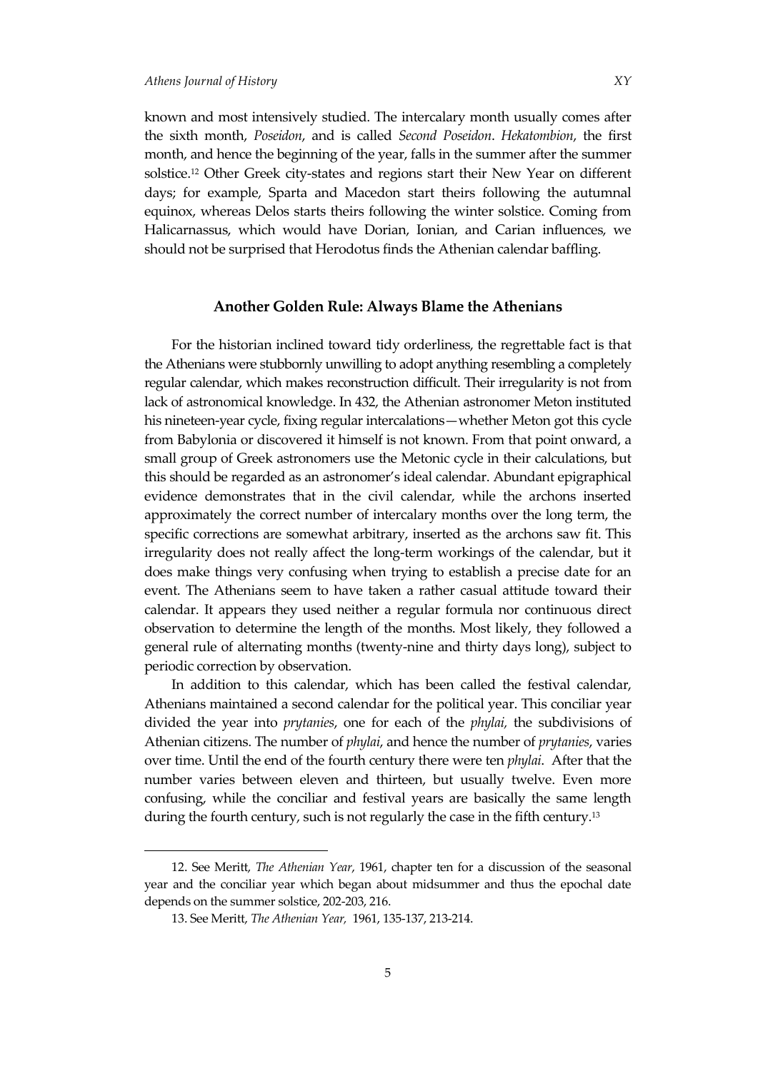known and most intensively studied. The intercalary month usually comes after the sixth month, *Poseidon*, and is called *Second Poseidon*. *Hekatombion*, the first month, and hence the beginning of the year, falls in the summer after the summer solstice.[12] Other Greek city-states and regions start their New Year on different days; for example, Sparta and Macedon start theirs following the autumnal equinox, whereas Delos starts theirs following the winter solstice. Coming from Halicarnassus, which would have Dorian, Ionian, and Carian influences, we should not be surprised that Herodotus finds the Athenian calendar baffling.

## Another Golden Rule: Always Blame the Athenians

For the historian inclined toward tidy orderliness, the regrettable fact is that the Athenians were stubbornly unwilling to adopt anything resembling a completely regular calendar, which makes reconstruction difficult. Their irregularity is not from lack of astronomical knowledge. In 432, the Athenian astronomer Meton instituted his nineteen-year cycle, fixing regular intercalations—whether Meton got this cycle from Babylonia or discovered it himself is not known. From that point onward, a small group of Greek astronomers use the Metonic cycle in their calculations, but this should be regarded as an astronomer's ideal calendar. Abundant epigraphical evidence demonstrates that in the civil calendar, while the archons inserted approximately the correct number of intercalary months over the long term, the specific corrections are somewhat arbitrary, inserted as the archons saw fit. This irregularity does not really affect the long-term workings of the calendar, but it does make things very confusing when trying to establish a precise date for an event. The Athenians seem to have taken a rather casual attitude toward their calendar. It appears they used neither a regular formula nor continuous direct observation to determine the length of the months. Most likely, they followed a general rule of alternating months (twenty-nine and thirty days long), subject to periodic correction by observation.

In addition to this calendar, which has been called the festival calendar, Athenians maintained a second calendar for the political year. This conciliar year divided the year into *prytanies*, one for each of the *phylai,* the subdivisions of Athenian citizens. The number of *phylai*, and hence the number of *prytanies*, varies over time. Until the end of the fourth century there were ten *phylai*. After that the number varies between eleven and thirteen, but usually twelve. Even more confusing, while the conciliar and festival years are basically the same length during the fourth century, such is not regularly the case in the fifth century.[13]

---

12. See Meritt, *The Athenian Year*, 1961, chapter ten for a discussion of the seasonal year and the conciliar year which began about midsummer and thus the epochal date depends on the summer solstice, 202-203, 216.

13. See Meritt, *The Athenian Year,* 1961, 135-137, 213-214.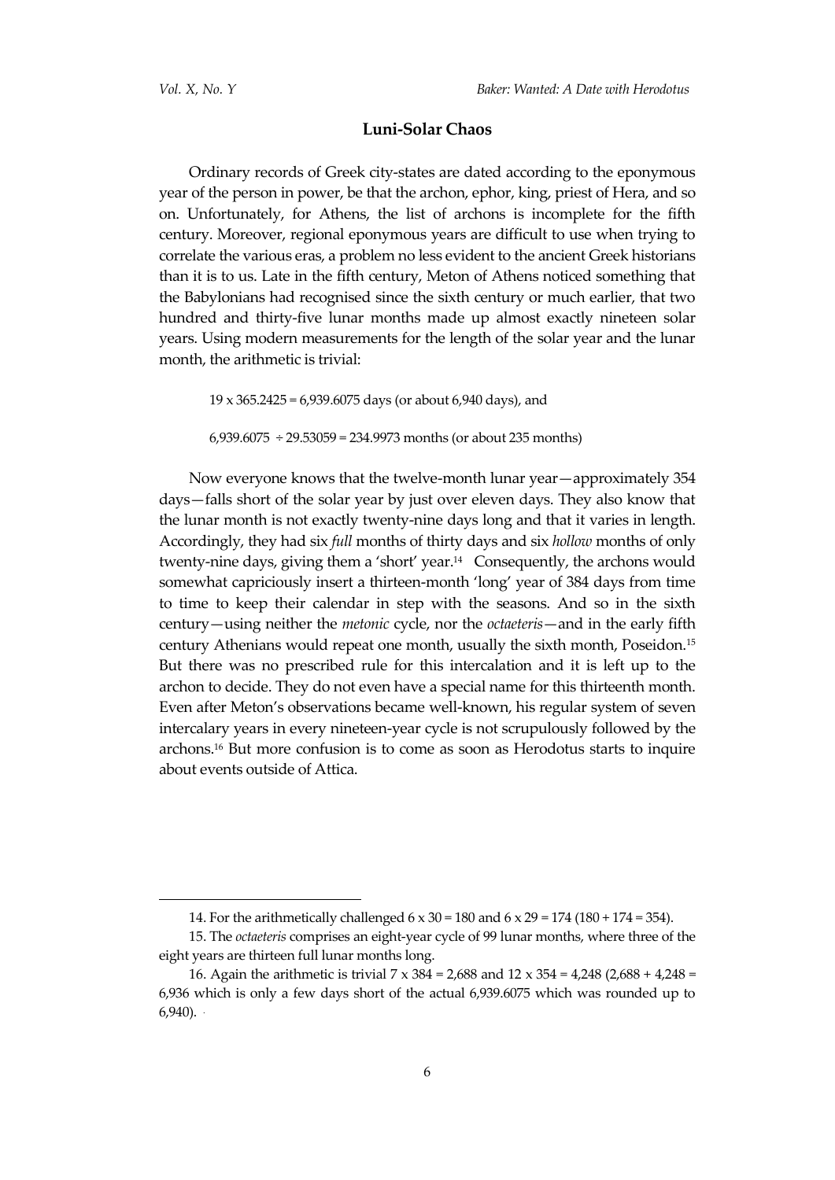## Luni-Solar Chaos

Ordinary records of Greek city-states are dated according to the eponymous year of the person in power, be that the archon, ephor, king, priest of Hera, and so on. Unfortunately, for Athens, the list of archons is incomplete for the fifth century. Moreover, regional eponymous years are difficult to use when trying to correlate the various eras, a problem no less evident to the ancient Greek historians than it is to us. Late in the fifth century, Meton of Athens noticed something that the Babylonians had recognised since the sixth century or much earlier, that two hundred and thirty-five lunar months made up almost exactly nineteen solar years. Using modern measurements for the length of the solar year and the lunar month, the arithmetic is trivial:

$19 \times 365.2425 = 6{,}939.6075$ days (or about 6,940 days), and

$6{,}939.6075 \div 29.53059 = 234.9973$ months (or about 235 months)

Now everyone knows that the twelve-month lunar year—approximately 354 days—falls short of the solar year by just over eleven days. They also know that the lunar month is not exactly twenty-nine days long and that it varies in length. Accordingly, they had six *full* months of thirty days and six *hollow* months of only twenty-nine days, giving them a 'short' year.[14] Consequently, the archons would somewhat capriciously insert a thirteen-month 'long' year of 384 days from time to time to keep their calendar in step with the seasons. And so in the sixth century—using neither the *metonic* cycle, nor the *octaeteris*—and in the early fifth century Athenians would repeat one month, usually the sixth month, Poseidon.[15] But there was no prescribed rule for this intercalation and it is left up to the archon to decide. They do not even have a special name for this thirteenth month. Even after Meton's observations became well-known, his regular system of seven intercalary years in every nineteen-year cycle is not scrupulously followed by the archons.[16] But more confusion is to come as soon as Herodotus starts to inquire about events outside of Attica.

---

14. For the arithmetically challenged $6 \times 30 = 180$ and $6 \times 29 = 174$ ($180 + 174 = 354$).

15. The *octaeteris* comprises an eight-year cycle of 99 lunar months, where three of the eight years are thirteen full lunar months long.

16. Again the arithmetic is trivial $7 \times 384 = 2{,}688$ and $12 \times 354 = 4{,}248$ ($2{,}688 + 4{,}248 = 6{,}936$ which is only a few days short of the actual 6,939.6075 which was rounded up to 6,940).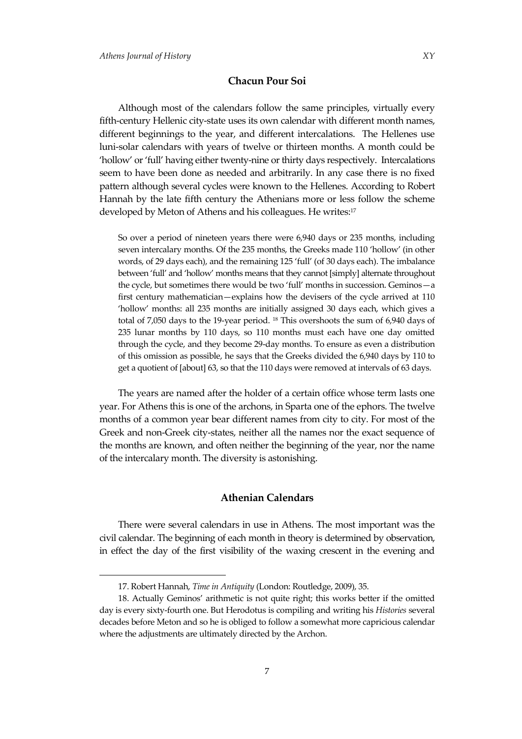## Chacun Pour Soi

Although most of the calendars follow the same principles, virtually every fifth-century Hellenic city-state uses its own calendar with different month names, different beginnings to the year, and different intercalations. The Hellenes use luni-solar calendars with years of twelve or thirteen months. A month could be 'hollow' or 'full' having either twenty-nine or thirty days respectively. Intercalations seem to have been done as needed and arbitrarily. In any case there is no fixed pattern although several cycles were known to the Hellenes. According to Robert Hannah by the late fifth century the Athenians more or less follow the scheme developed by Meton of Athens and his colleagues. He writes:[17]

> So over a period of nineteen years there were 6,940 days or 235 months, including seven intercalary months. Of the 235 months, the Greeks made 110 'hollow' (in other words, of 29 days each), and the remaining 125 'full' (of 30 days each). The imbalance between 'full' and 'hollow' months means that they cannot [simply] alternate throughout the cycle, but sometimes there would be two 'full' months in succession. Geminos—a first century mathematician—explains how the devisers of the cycle arrived at 110 'hollow' months: all 235 months are initially assigned 30 days each, which gives a total of 7,050 days to the 19-year period. [18] This overshoots the sum of 6,940 days of 235 lunar months by 110 days, so 110 months must each have one day omitted through the cycle, and they become 29-day months. To ensure as even a distribution of this omission as possible, he says that the Greeks divided the 6,940 days by 110 to get a quotient of [about] 63, so that the 110 days were removed at intervals of 63 days.

The years are named after the holder of a certain office whose term lasts one year. For Athens this is one of the archons, in Sparta one of the ephors. The twelve months of a common year bear different names from city to city. For most of the Greek and non-Greek city-states, neither all the names nor the exact sequence of the months are known, and often neither the beginning of the year, nor the name of the intercalary month. The diversity is astonishing.

## Athenian Calendars

There were several calendars in use in Athens. The most important was the civil calendar. The beginning of each month in theory is determined by observation, in effect the day of the first visibility of the waxing crescent in the evening and

---

17. Robert Hannah, *Time in Antiquity* (London: Routledge, 2009), 35.

18. Actually Geminos' arithmetic is not quite right; this works better if the omitted day is every sixty-fourth one. But Herodotus is compiling and writing his *Histories* several decades before Meton and so he is obliged to follow a somewhat more capricious calendar where the adjustments are ultimately directed by the Archon.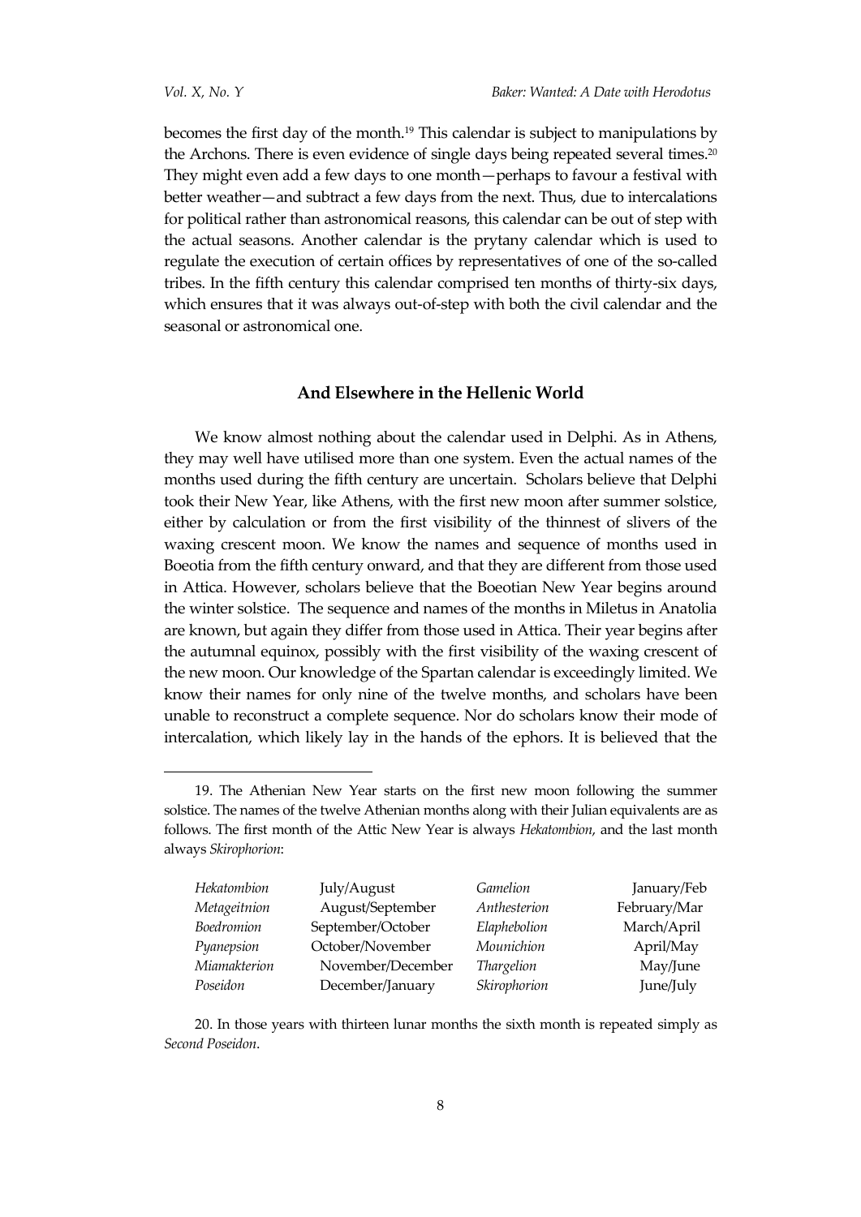becomes the first day of the month.[19] This calendar is subject to manipulations by the Archons. There is even evidence of single days being repeated several times.[20] They might even add a few days to one month—perhaps to favour a festival with better weather—and subtract a few days from the next. Thus, due to intercalations for political rather than astronomical reasons, this calendar can be out of step with the actual seasons. Another calendar is the prytany calendar which is used to regulate the execution of certain offices by representatives of one of the so-called tribes. In the fifth century this calendar comprised ten months of thirty-six days, which ensures that it was always out-of-step with both the civil calendar and the seasonal or astronomical one.

## And Elsewhere in the Hellenic World

We know almost nothing about the calendar used in Delphi. As in Athens, they may well have utilised more than one system. Even the actual names of the months used during the fifth century are uncertain. Scholars believe that Delphi took their New Year, like Athens, with the first new moon after summer solstice, either by calculation or from the first visibility of the thinnest of slivers of the waxing crescent moon. We know the names and sequence of months used in Boeotia from the fifth century onward, and that they are different from those used in Attica. However, scholars believe that the Boeotian New Year begins around the winter solstice. The sequence and names of the months in Miletus in Anatolia are known, but again they differ from those used in Attica. Their year begins after the autumnal equinox, possibly with the first visibility of the waxing crescent of the new moon. Our knowledge of the Spartan calendar is exceedingly limited. We know their names for only nine of the twelve months, and scholars have been unable to reconstruct a complete sequence. Nor do scholars know their mode of intercalation, which likely lay in the hands of the ephors. It is believed that the

---

19. The Athenian New Year starts on the first new moon following the summer solstice. The names of the twelve Athenian months along with their Julian equivalents are as follows. The first month of the Attic New Year is always *Hekatombion*, and the last month always *Skirophorion*:

| | | | |
|---|---|---|---|
| *Hekatombion* | July/August | *Gamelion* | January/Feb |
| *Metageitnion* | August/September | *Anthesterion* | February/Mar |
| *Boedromion* | September/October | *Elaphebolion* | March/April |
| *Pyanepsion* | October/November | *Mounichion* | April/May |
| *Miamakterion* | November/December | *Thargelion* | May/June |
| *Poseidon* | December/January | *Skirophorion* | June/July |

20. In those years with thirteen lunar months the sixth month is repeated simply as *Second Poseidon*.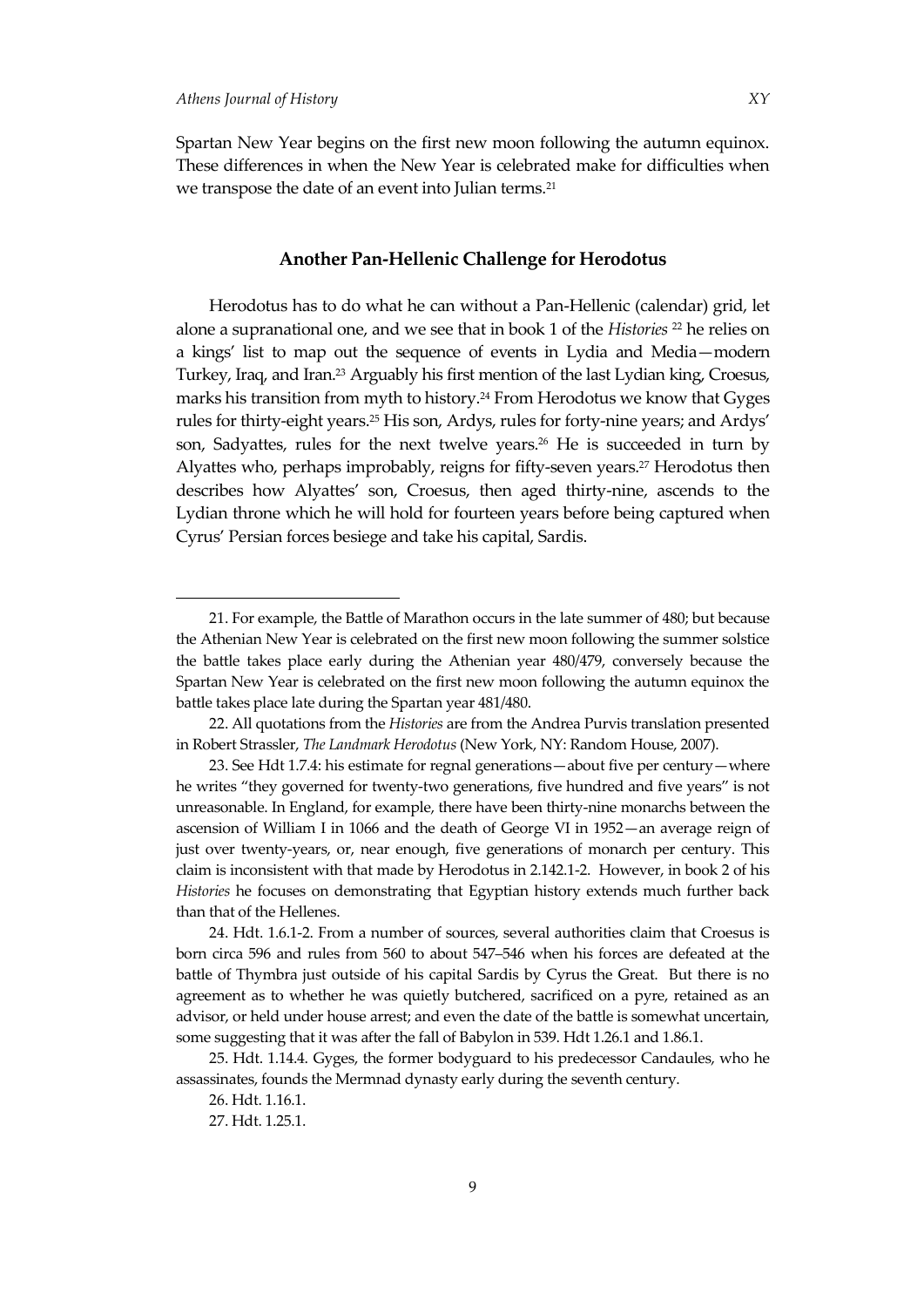Spartan New Year begins on the first new moon following the autumn equinox. These differences in when the New Year is celebrated make for difficulties when we transpose the date of an event into Julian terms.[21]

## Another Pan-Hellenic Challenge for Herodotus

Herodotus has to do what he can without a Pan-Hellenic (calendar) grid, let alone a supranational one, and we see that in book 1 of the *Histories* [22] he relies on a kings' list to map out the sequence of events in Lydia and Media—modern Turkey, Iraq, and Iran.[23] Arguably his first mention of the last Lydian king, Croesus, marks his transition from myth to history.[24] From Herodotus we know that Gyges rules for thirty-eight years.[25] His son, Ardys, rules for forty-nine years; and Ardys' son, Sadyattes, rules for the next twelve years.[26] He is succeeded in turn by Alyattes who, perhaps improbably, reigns for fifty-seven years.[27] Herodotus then describes how Alyattes' son, Croesus, then aged thirty-nine, ascends to the Lydian throne which he will hold for fourteen years before being captured when Cyrus' Persian forces besiege and take his capital, Sardis.

---

21. For example, the Battle of Marathon occurs in the late summer of 480; but because the Athenian New Year is celebrated on the first new moon following the summer solstice the battle takes place early during the Athenian year 480/479, conversely because the Spartan New Year is celebrated on the first new moon following the autumn equinox the battle takes place late during the Spartan year 481/480.

22. All quotations from the *Histories* are from the Andrea Purvis translation presented in Robert Strassler, *The Landmark Herodotus* (New York, NY: Random House, 2007).

23. See Hdt 1.7.4: his estimate for regnal generations—about five per century—where he writes "they governed for twenty-two generations, five hundred and five years" is not unreasonable. In England, for example, there have been thirty-nine monarchs between the ascension of William I in 1066 and the death of George VI in 1952—an average reign of just over twenty-years, or, near enough, five generations of monarch per century. This claim is inconsistent with that made by Herodotus in 2.142.1-2. However, in book 2 of his *Histories* he focuses on demonstrating that Egyptian history extends much further back than that of the Hellenes.

24. Hdt. 1.6.1-2. From a number of sources, several authorities claim that Croesus is born circa 596 and rules from 560 to about 547–546 when his forces are defeated at the battle of Thymbra just outside of his capital Sardis by Cyrus the Great. But there is no agreement as to whether he was quietly butchered, sacrificed on a pyre, retained as an advisor, or held under house arrest; and even the date of the battle is somewhat uncertain, some suggesting that it was after the fall of Babylon in 539. Hdt 1.26.1 and 1.86.1.

25. Hdt. 1.14.4. Gyges, the former bodyguard to his predecessor Candaules, who he assassinates, founds the Mermnad dynasty early during the seventh century.

26. Hdt. 1.16.1.

27. Hdt. 1.25.1.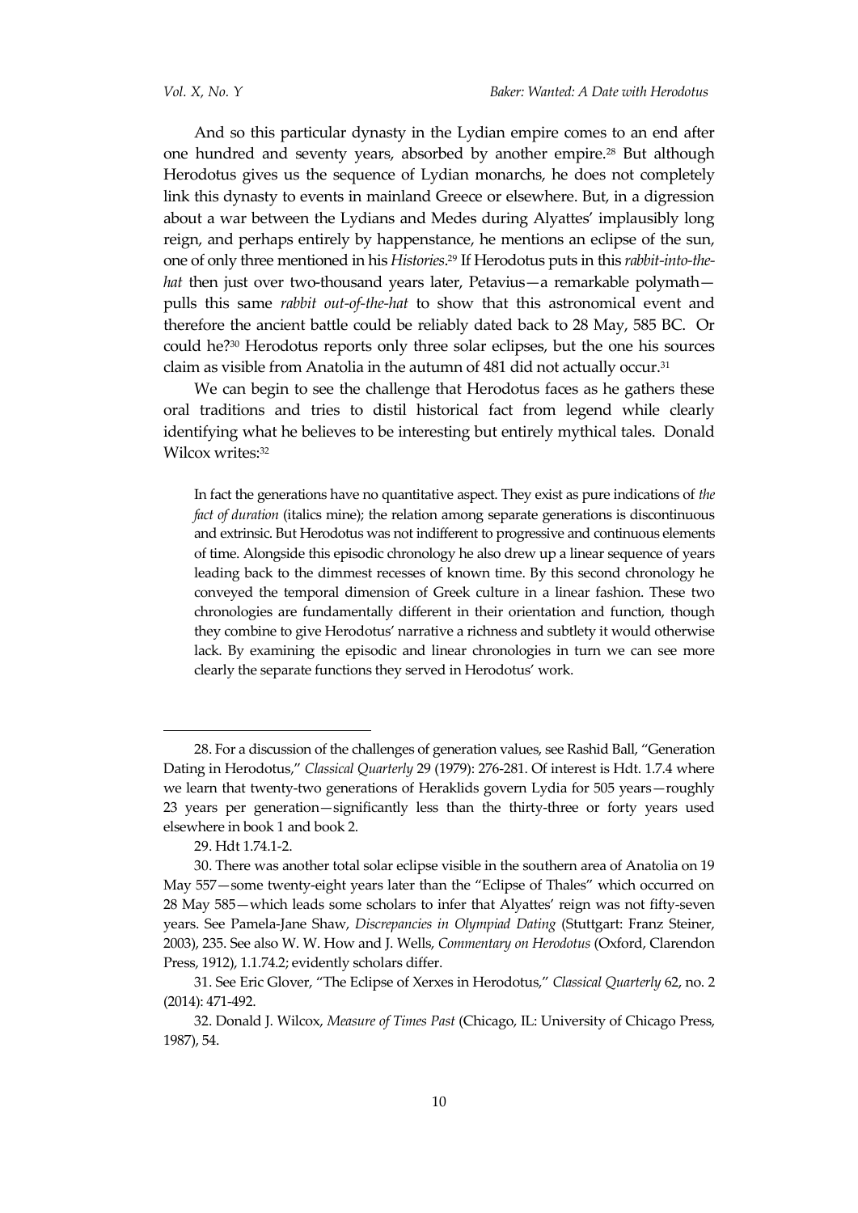And so this particular dynasty in the Lydian empire comes to an end after one hundred and seventy years, absorbed by another empire.[28] But although Herodotus gives us the sequence of Lydian monarchs, he does not completely link this dynasty to events in mainland Greece or elsewhere. But, in a digression about a war between the Lydians and Medes during Alyattes' implausibly long reign, and perhaps entirely by happenstance, he mentions an eclipse of the sun, one of only three mentioned in his *Histories*.[29] If Herodotus puts in this *rabbit-into-the-hat* then just over two-thousand years later, Petavius—a remarkable polymath—pulls this same *rabbit out-of-the-hat* to show that this astronomical event and therefore the ancient battle could be reliably dated back to 28 May, 585 BC. Or could he?[30] Herodotus reports only three solar eclipses, but the one his sources claim as visible from Anatolia in the autumn of 481 did not actually occur.[31]

We can begin to see the challenge that Herodotus faces as he gathers these oral traditions and tries to distil historical fact from legend while clearly identifying what he believes to be interesting but entirely mythical tales. Donald Wilcox writes:[32]

> In fact the generations have no quantitative aspect. They exist as pure indications of *the fact of duration* (italics mine); the relation among separate generations is discontinuous and extrinsic. But Herodotus was not indifferent to progressive and continuous elements of time. Alongside this episodic chronology he also drew up a linear sequence of years leading back to the dimmest recesses of known time. By this second chronology he conveyed the temporal dimension of Greek culture in a linear fashion. These two chronologies are fundamentally different in their orientation and function, though they combine to give Herodotus' narrative a richness and subtlety it would otherwise lack. By examining the episodic and linear chronologies in turn we can see more clearly the separate functions they served in Herodotus' work.

---

28. For a discussion of the challenges of generation values, see Rashid Ball, "Generation Dating in Herodotus," *Classical Quarterly* 29 (1979): 276-281. Of interest is Hdt. 1.7.4 where we learn that twenty-two generations of Heraklids govern Lydia for 505 years—roughly 23 years per generation—significantly less than the thirty-three or forty years used elsewhere in book 1 and book 2.

29. Hdt 1.74.1-2.

30. There was another total solar eclipse visible in the southern area of Anatolia on 19 May 557—some twenty-eight years later than the "Eclipse of Thales" which occurred on 28 May 585—which leads some scholars to infer that Alyattes' reign was not fifty-seven years. See Pamela-Jane Shaw, *Discrepancies in Olympiad Dating* (Stuttgart: Franz Steiner, 2003), 235. See also W. W. How and J. Wells, *Commentary on Herodotus* (Oxford, Clarendon Press, 1912), 1.1.74.2; evidently scholars differ.

31. See Eric Glover, "The Eclipse of Xerxes in Herodotus," *Classical Quarterly* 62, no. 2 (2014): 471-492.

32. Donald J. Wilcox, *Measure of Times Past* (Chicago, IL: University of Chicago Press, 1987), 54.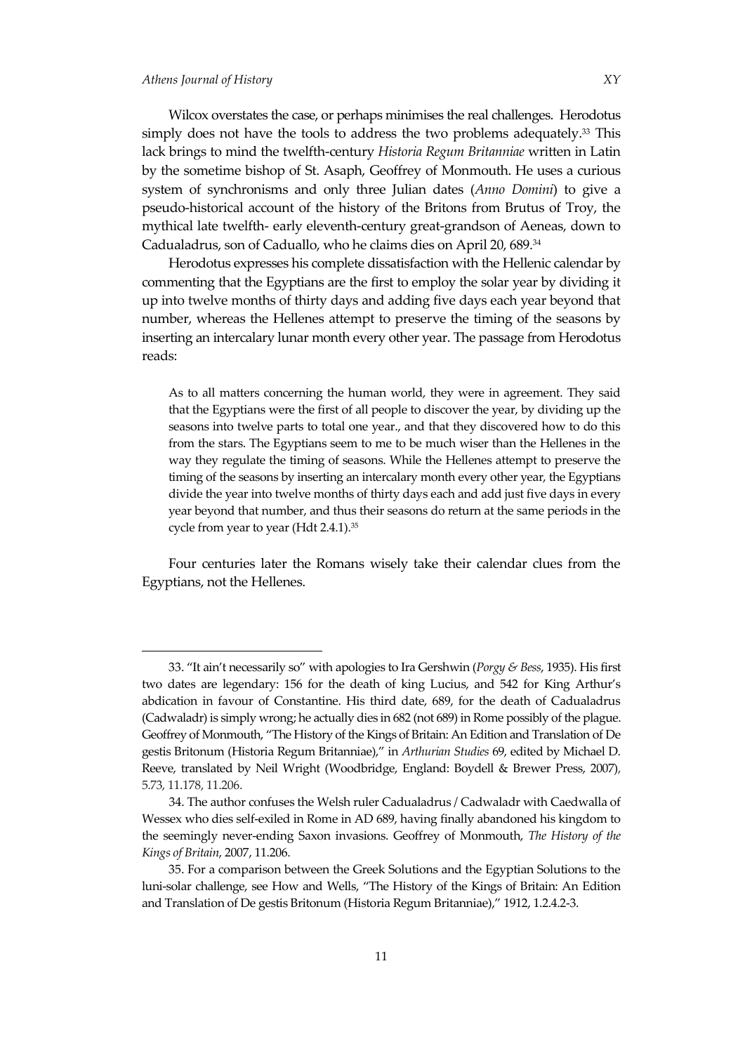Wilcox overstates the case, or perhaps minimises the real challenges. Herodotus simply does not have the tools to address the two problems adequately.[33] This lack brings to mind the twelfth-century *Historia Regum Britanniae* written in Latin by the sometime bishop of St. Asaph, Geoffrey of Monmouth. He uses a curious system of synchronisms and only three Julian dates (*Anno Domini*) to give a pseudo-historical account of the history of the Britons from Brutus of Troy, the mythical late twelfth- early eleventh-century great-grandson of Aeneas, down to Cadualadrus, son of Caduallo, who he claims dies on April 20, 689.[34]

Herodotus expresses his complete dissatisfaction with the Hellenic calendar by commenting that the Egyptians are the first to employ the solar year by dividing it up into twelve months of thirty days and adding five days each year beyond that number, whereas the Hellenes attempt to preserve the timing of the seasons by inserting an intercalary lunar month every other year. The passage from Herodotus reads:

> As to all matters concerning the human world, they were in agreement. They said that the Egyptians were the first of all people to discover the year, by dividing up the seasons into twelve parts to total one year., and that they discovered how to do this from the stars. The Egyptians seem to me to be much wiser than the Hellenes in the way they regulate the timing of seasons. While the Hellenes attempt to preserve the timing of the seasons by inserting an intercalary month every other year, the Egyptians divide the year into twelve months of thirty days each and add just five days in every year beyond that number, and thus their seasons do return at the same periods in the cycle from year to year (Hdt 2.4.1).[35]

Four centuries later the Romans wisely take their calendar clues from the Egyptians, not the Hellenes.

---

33. "It ain't necessarily so" with apologies to Ira Gershwin (*Porgy & Bess*, 1935). His first two dates are legendary: 156 for the death of king Lucius, and 542 for King Arthur's abdication in favour of Constantine. His third date, 689, for the death of Cadualadrus (Cadwaladr) is simply wrong; he actually dies in 682 (not 689) in Rome possibly of the plague. Geoffrey of Monmouth, "The History of the Kings of Britain: An Edition and Translation of De gestis Britonum (Historia Regum Britanniae)," in *Arthurian Studies* 69, edited by Michael D. Reeve, translated by Neil Wright (Woodbridge, England: Boydell & Brewer Press, 2007), 5.73, 11.178, 11.206.

34. The author confuses the Welsh ruler Cadualadrus / Cadwaladr with Caedwalla of Wessex who dies self-exiled in Rome in AD 689, having finally abandoned his kingdom to the seemingly never-ending Saxon invasions. Geoffrey of Monmouth, *The History of the Kings of Britain*, 2007, 11.206.

35. For a comparison between the Greek Solutions and the Egyptian Solutions to the luni-solar challenge, see How and Wells, "The History of the Kings of Britain: An Edition and Translation of De gestis Britonum (Historia Regum Britanniae)," 1912, 1.2.4.2-3.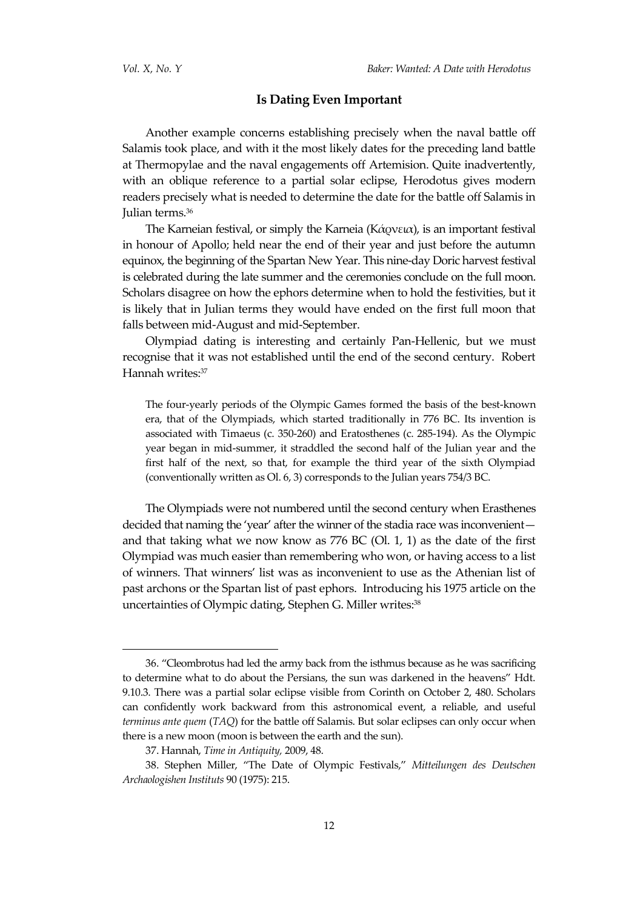## Is Dating Even Important

Another example concerns establishing precisely when the naval battle off Salamis took place, and with it the most likely dates for the preceding land battle at Thermopylae and the naval engagements off Artemision. Quite inadvertently, with an oblique reference to a partial solar eclipse, Herodotus gives modern readers precisely what is needed to determine the date for the battle off Salamis in Julian terms.[36]

The Karneian festival, or simply the Karneia (Κάρνεια), is an important festival in honour of Apollo; held near the end of their year and just before the autumn equinox, the beginning of the Spartan New Year. This nine-day Doric harvest festival is celebrated during the late summer and the ceremonies conclude on the full moon. Scholars disagree on how the ephors determine when to hold the festivities, but it is likely that in Julian terms they would have ended on the first full moon that falls between mid-August and mid-September.

Olympiad dating is interesting and certainly Pan-Hellenic, but we must recognise that it was not established until the end of the second century. Robert Hannah writes:[37]

> The four-yearly periods of the Olympic Games formed the basis of the best-known era, that of the Olympiads, which started traditionally in 776 BC. Its invention is associated with Timaeus (c. 350-260) and Eratosthenes (c. 285-194). As the Olympic year began in mid-summer, it straddled the second half of the Julian year and the first half of the next, so that, for example the third year of the sixth Olympiad (conventionally written as Ol. 6, 3) corresponds to the Julian years 754/3 BC.

The Olympiads were not numbered until the second century when Erasthenes decided that naming the 'year' after the winner of the stadia race was inconvenient—and that taking what we now know as 776 BC (Ol. 1, 1) as the date of the first Olympiad was much easier than remembering who won, or having access to a list of winners. That winners' list was as inconvenient to use as the Athenian list of past archons or the Spartan list of past ephors. Introducing his 1975 article on the uncertainties of Olympic dating, Stephen G. Miller writes:[38]

---

36. "Cleombrotus had led the army back from the isthmus because as he was sacrificing to determine what to do about the Persians, the sun was darkened in the heavens" Hdt. 9.10.3. There was a partial solar eclipse visible from Corinth on October 2, 480. Scholars can confidently work backward from this astronomical event, a reliable, and useful *terminus ante quem* (*TAQ*) for the battle off Salamis. But solar eclipses can only occur when there is a new moon (moon is between the earth and the sun).

37. Hannah, *Time in Antiquity,* 2009, 48.

38. Stephen Miller, "The Date of Olympic Festivals," *Mitteilungen des Deutschen Archaologishen Instituts* 90 (1975): 215.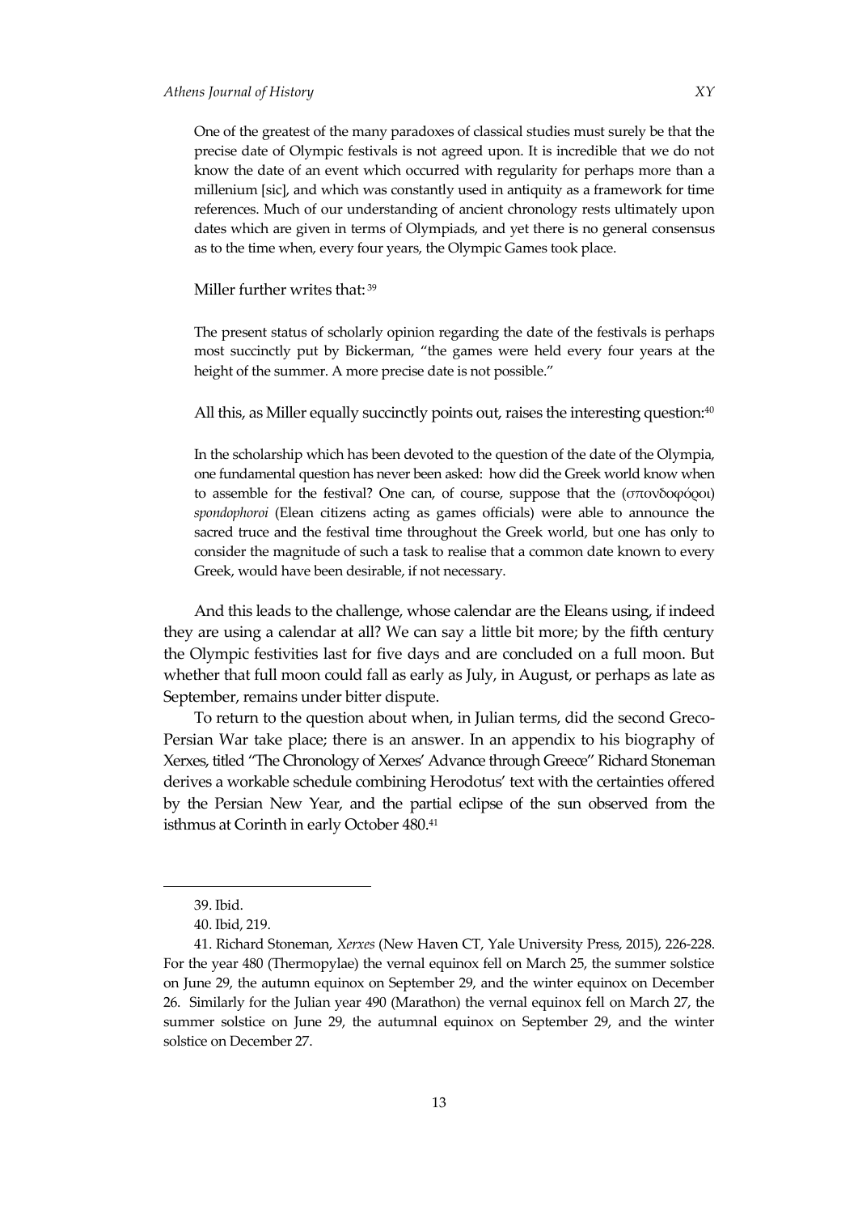> One of the greatest of the many paradoxes of classical studies must surely be that the precise date of Olympic festivals is not agreed upon. It is incredible that we do not know the date of an event which occurred with regularity for perhaps more than a millenium [sic], and which was constantly used in antiquity as a framework for time references. Much of our understanding of ancient chronology rests ultimately upon dates which are given in terms of Olympiads, and yet there is no general consensus as to the time when, every four years, the Olympic Games took place.

Miller further writes that:[39]

> The present status of scholarly opinion regarding the date of the festivals is perhaps most succinctly put by Bickerman, "the games were held every four years at the height of the summer. A more precise date is not possible."

All this, as Miller equally succinctly points out, raises the interesting question:[40]

> In the scholarship which has been devoted to the question of the date of the Olympia, one fundamental question has never been asked: how did the Greek world know when to assemble for the festival? One can, of course, suppose that the (σπονδοφόροι) *spondophoroi* (Elean citizens acting as games officials) were able to announce the sacred truce and the festival time throughout the Greek world, but one has only to consider the magnitude of such a task to realise that a common date known to every Greek, would have been desirable, if not necessary.

And this leads to the challenge, whose calendar are the Eleans using, if indeed they are using a calendar at all? We can say a little bit more; by the fifth century the Olympic festivities last for five days and are concluded on a full moon. But whether that full moon could fall as early as July, in August, or perhaps as late as September, remains under bitter dispute.

To return to the question about when, in Julian terms, did the second Greco-Persian War take place; there is an answer. In an appendix to his biography of Xerxes, titled "The Chronology of Xerxes' Advance through Greece" Richard Stoneman derives a workable schedule combining Herodotus' text with the certainties offered by the Persian New Year, and the partial eclipse of the sun observed from the isthmus at Corinth in early October 480.[41]

---

39. Ibid.

40. Ibid, 219.

41. Richard Stoneman, *Xerxes* (New Haven CT, Yale University Press, 2015), 226-228. For the year 480 (Thermopylae) the vernal equinox fell on March 25, the summer solstice on June 29, the autumn equinox on September 29, and the winter equinox on December 26. Similarly for the Julian year 490 (Marathon) the vernal equinox fell on March 27, the summer solstice on June 29, the autumnal equinox on September 29, and the winter solstice on December 27.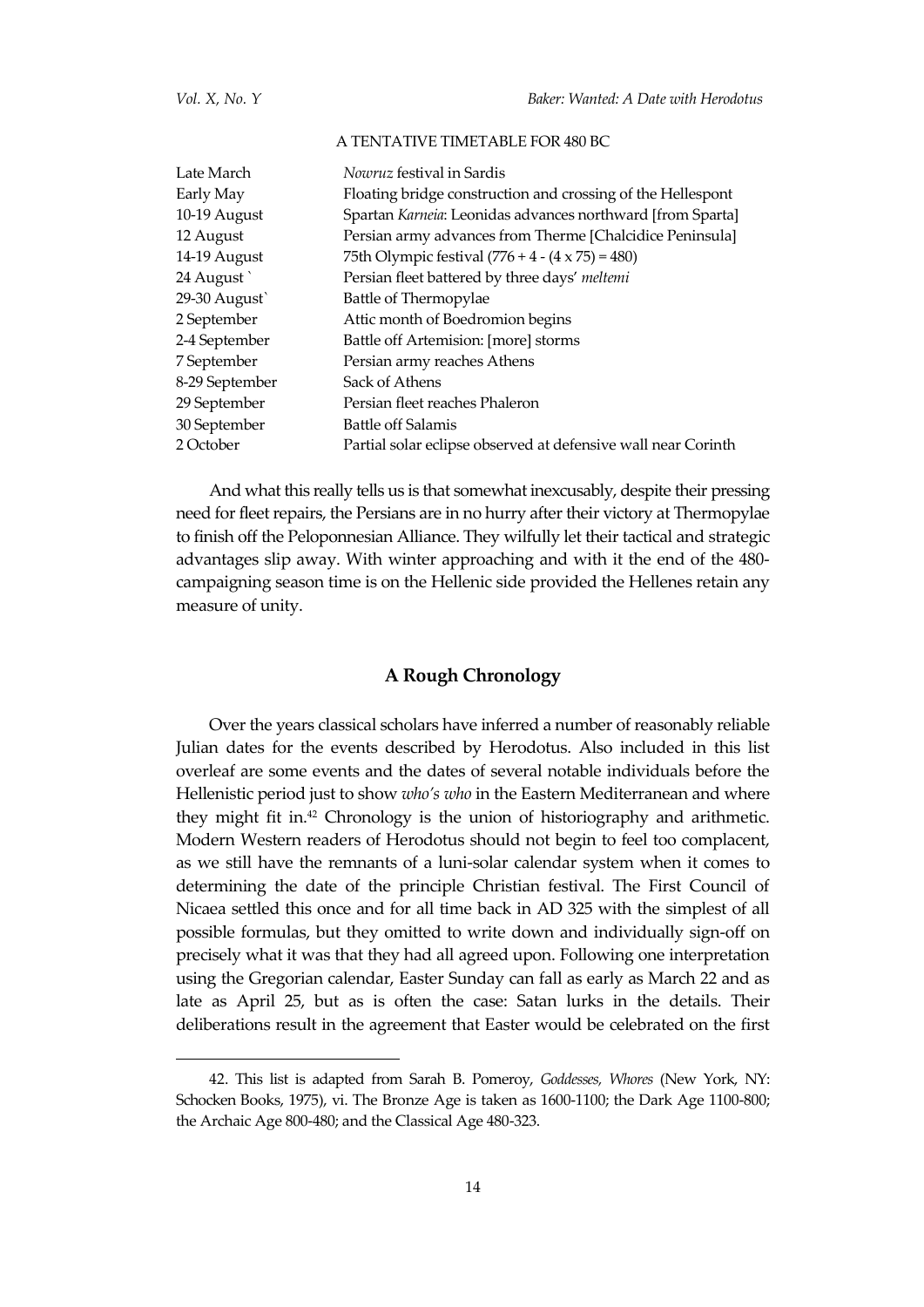A TENTATIVE TIMETABLE FOR 480 BC

| | |
|---|---|
| Late March | *Nowruz* festival in Sardis |
| Early May | Floating bridge construction and crossing of the Hellespont |
| 10-19 August | Spartan *Karneia*: Leonidas advances northward [from Sparta] |
| 12 August | Persian army advances from Therme [Chalcidice Peninsula] |
| 14-19 August | 75th Olympic festival (776 + 4 - (4 x 75) = 480) |
| 24 August ` | Persian fleet battered by three days' *meltemi* |
| 29-30 August` | Battle of Thermopylae |
| 2 September | Attic month of Boedromion begins |
| 2-4 September | Battle off Artemision: [more] storms |
| 7 September | Persian army reaches Athens |
| 8-29 September | Sack of Athens |
| 29 September | Persian fleet reaches Phaleron |
| 30 September | Battle off Salamis |
| 2 October | Partial solar eclipse observed at defensive wall near Corinth |

And what this really tells us is that somewhat inexcusably, despite their pressing need for fleet repairs, the Persians are in no hurry after their victory at Thermopylae to finish off the Peloponnesian Alliance. They wilfully let their tactical and strategic advantages slip away. With winter approaching and with it the end of the 480-campaigning season time is on the Hellenic side provided the Hellenes retain any measure of unity.

## A Rough Chronology

Over the years classical scholars have inferred a number of reasonably reliable Julian dates for the events described by Herodotus. Also included in this list overleaf are some events and the dates of several notable individuals before the Hellenistic period just to show *who's who* in the Eastern Mediterranean and where they might fit in.[42] Chronology is the union of historiography and arithmetic. Modern Western readers of Herodotus should not begin to feel too complacent, as we still have the remnants of a luni-solar calendar system when it comes to determining the date of the principle Christian festival. The First Council of Nicaea settled this once and for all time back in AD 325 with the simplest of all possible formulas, but they omitted to write down and individually sign-off on precisely what it was that they had all agreed upon. Following one interpretation using the Gregorian calendar, Easter Sunday can fall as early as March 22 and as late as April 25, but as is often the case: Satan lurks in the details. Their deliberations result in the agreement that Easter would be celebrated on the first

42. This list is adapted from Sarah B. Pomeroy, *Goddesses, Whores* (New York, NY: Schocken Books, 1975), vi. The Bronze Age is taken as 1600-1100; the Dark Age 1100-800; the Archaic Age 800-480; and the Classical Age 480-323.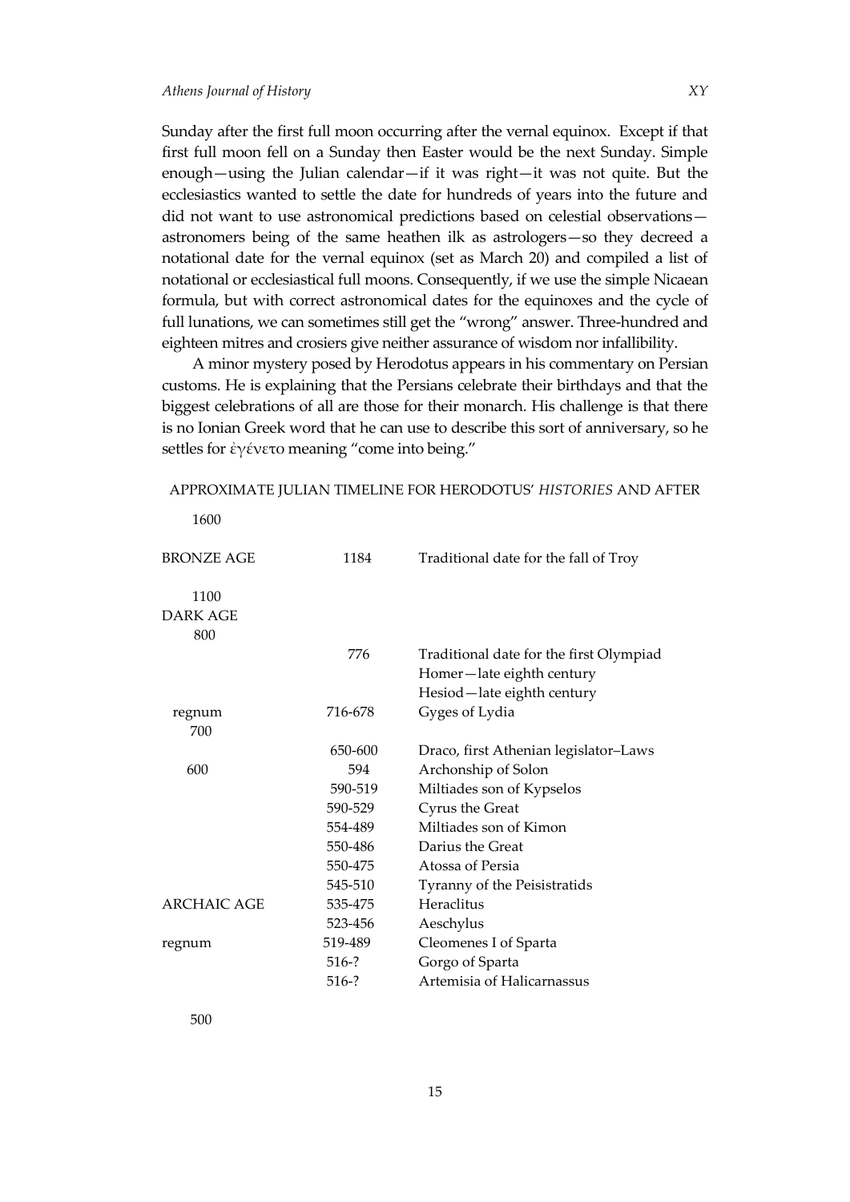Sunday after the first full moon occurring after the vernal equinox. Except if that first full moon fell on a Sunday then Easter would be the next Sunday. Simple enough—using the Julian calendar—if it was right—it was not quite. But the ecclesiastics wanted to settle the date for hundreds of years into the future and did not want to use astronomical predictions based on celestial observations—astronomers being of the same heathen ilk as astrologers—so they decreed a notational date for the vernal equinox (set as March 20) and compiled a list of notational or ecclesiastical full moons. Consequently, if we use the simple Nicaean formula, but with correct astronomical dates for the equinoxes and the cycle of full lunations, we can sometimes still get the "wrong" answer. Three-hundred and eighteen mitres and crosiers give neither assurance of wisdom nor infallibility.

A minor mystery posed by Herodotus appears in his commentary on Persian customs. He is explaining that the Persians celebrate their birthdays and that the biggest celebrations of all are those for their monarch. His challenge is that there is no Ionian Greek word that he can use to describe this sort of anniversary, so he settles for ἐγένετο meaning "come into being."

APPROXIMATE JULIAN TIMELINE FOR HERODOTUS' *HISTORIES* AND AFTER

| | | |
|---|---|---|
| 1600 | | |
| BRONZE AGE | 1184 | Traditional date for the fall of Troy |
| 1100 | | |
| DARK AGE | | |
| 800 | | |
| | 776 | Traditional date for the first Olympiad |
| | | Homer—late eighth century |
| | | Hesiod—late eighth century |
| regnum | 716-678 | Gyges of Lydia |
| 700 | | |
| | 650-600 | Draco, first Athenian legislator–Laws |
| 600 | 594 | Archonship of Solon |
| | 590-519 | Miltiades son of Kypselos |
| | 590-529 | Cyrus the Great |
| | 554-489 | Miltiades son of Kimon |
| | 550-486 | Darius the Great |
| | 550-475 | Atossa of Persia |
| | 545-510 | Tyranny of the Peisistratids |
| ARCHAIC AGE | 535-475 | Heraclitus |
| | 523-456 | Aeschylus |
| regnum | 519-489 | Cleomenes I of Sparta |
| | 516-? | Gorgo of Sparta |
| | 516-? | Artemisia of Halicarnassus |
| 500 | | |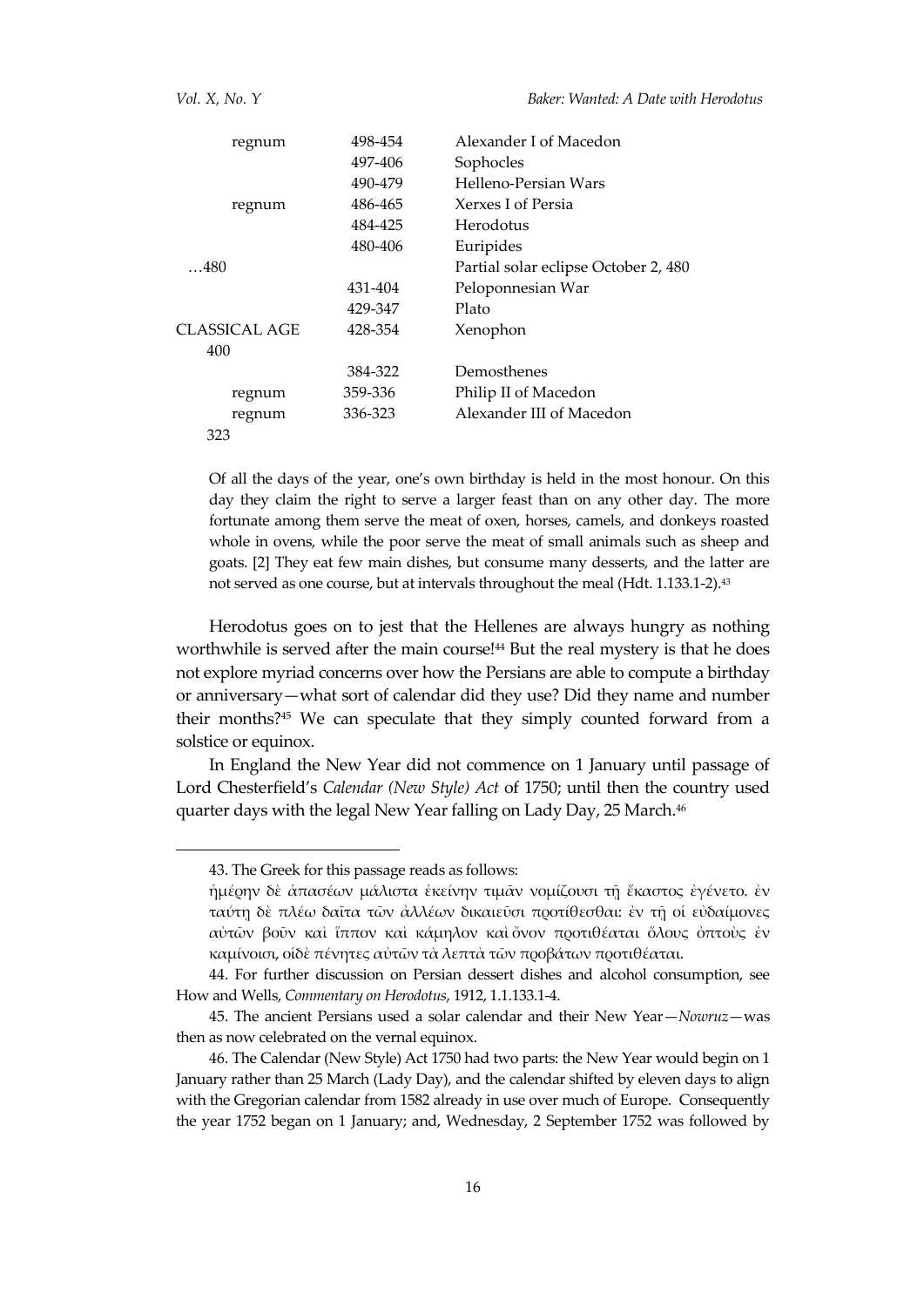| | | |
|---|---|---|
| regnum | 498-454 | Alexander I of Macedon |
| | 497-406 | Sophocles |
| | 490-479 | Helleno-Persian Wars |
| regnum | 486-465 | Xerxes I of Persia |
| | 484-425 | Herodotus |
| | 480-406 | Euripides |
| …480 | | Partial solar eclipse October 2, 480 |
| | 431-404 | Peloponnesian War |
| | 429-347 | Plato |
| CLASSICAL AGE 400 | 428-354 | Xenophon |
| | 384-322 | Demosthenes |
| regnum | 359-336 | Philip II of Macedon |
| regnum | 336-323 | Alexander III of Macedon |
| 323 | | |

> Of all the days of the year, one's own birthday is held in the most honour. On this day they claim the right to serve a larger feast than on any other day. The more fortunate among them serve the meat of oxen, horses, camels, and donkeys roasted whole in ovens, while the poor serve the meat of small animals such as sheep and goats. [2] They eat few main dishes, but consume many desserts, and the latter are not served as one course, but at intervals throughout the meal (Hdt. 1.133.1-2).[43]

Herodotus goes on to jest that the Hellenes are always hungry as nothing worthwhile is served after the main course![44] But the real mystery is that he does not explore myriad concerns over how the Persians are able to compute a birthday or anniversary—what sort of calendar did they use? Did they name and number their months?[45] We can speculate that they simply counted forward from a solstice or equinox.

In England the New Year did not commence on 1 January until passage of Lord Chesterfield's *Calendar (New Style) Act* of 1750; until then the country used quarter days with the legal New Year falling on Lady Day, 25 March.[46]

---

43. The Greek for this passage reads as follows:

ἡμέρην δὲ ἁπασέων μάλιστα ἐκείνην τιμᾶν νομίζουσι τῇ ἕκαστος ἐγένετο. ἐν ταύτῃ δὲ πλέω δαῖτα τῶν ἀλλέων δικαιεῦσι προτίθεσθαι: ἐν τῇ οἱ εὐδαίμονες αὐτῶν βοῦν καὶ ἵππον καὶ κάμηλον καὶ ὄνον προτιθέαται ὅλους ὀπτοὺς ἐν καμίνοισι, οἱ δὲ πένητες αὐτῶν τὰ λεπτὰ τῶν προβάτων προτιθέαται.

44. For further discussion on Persian dessert dishes and alcohol consumption, see How and Wells, *Commentary on Herodotus*, 1912, 1.1.133.1-4.

45. The ancient Persians used a solar calendar and their New Year—*Nowruz*—was then as now celebrated on the vernal equinox.

46. The Calendar (New Style) Act 1750 had two parts: the New Year would begin on 1 January rather than 25 March (Lady Day), and the calendar shifted by eleven days to align with the Gregorian calendar from 1582 already in use over much of Europe. Consequently the year 1752 began on 1 January; and, Wednesday, 2 September 1752 was followed by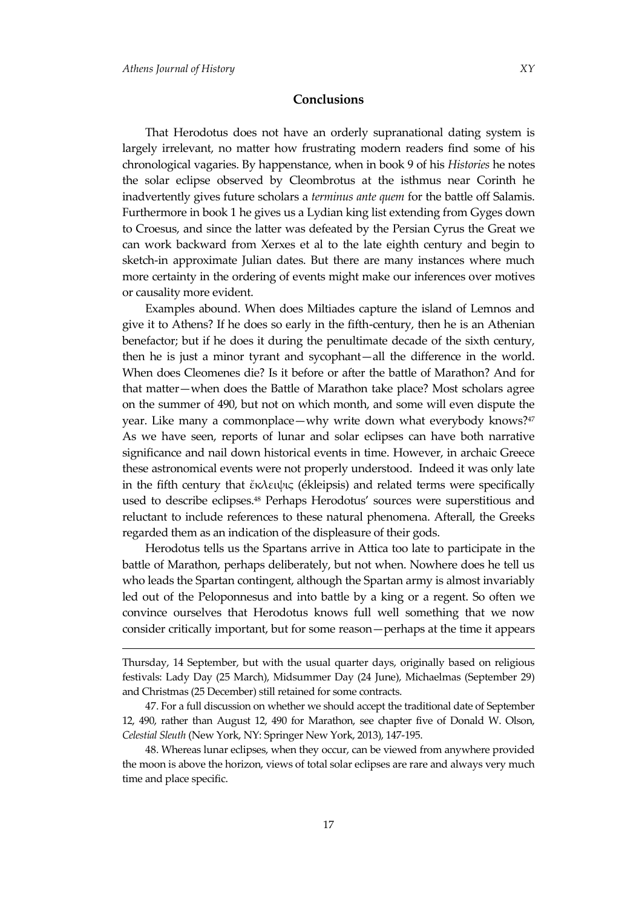## Conclusions

That Herodotus does not have an orderly supranational dating system is largely irrelevant, no matter how frustrating modern readers find some of his chronological vagaries. By happenstance, when in book 9 of his *Histories* he notes the solar eclipse observed by Cleombrotus at the isthmus near Corinth he inadvertently gives future scholars a *terminus ante quem* for the battle off Salamis. Furthermore in book 1 he gives us a Lydian king list extending from Gyges down to Croesus, and since the latter was defeated by the Persian Cyrus the Great we can work backward from Xerxes et al to the late eighth century and begin to sketch-in approximate Julian dates. But there are many instances where much more certainty in the ordering of events might make our inferences over motives or causality more evident.

Examples abound. When does Miltiades capture the island of Lemnos and give it to Athens? If he does so early in the fifth-century, then he is an Athenian benefactor; but if he does it during the penultimate decade of the sixth century, then he is just a minor tyrant and sycophant—all the difference in the world. When does Cleomenes die? Is it before or after the battle of Marathon? And for that matter—when does the Battle of Marathon take place? Most scholars agree on the summer of 490, but not on which month, and some will even dispute the year. Like many a commonplace—why write down what everybody knows?[47] As we have seen, reports of lunar and solar eclipses can have both narrative significance and nail down historical events in time. However, in archaic Greece these astronomical events were not properly understood. Indeed it was only late in the fifth century that ἔκλειψις (ékleipsis) and related terms were specifically used to describe eclipses.[48] Perhaps Herodotus' sources were superstitious and reluctant to include references to these natural phenomena. Afterall, the Greeks regarded them as an indication of the displeasure of their gods.

Herodotus tells us the Spartans arrive in Attica too late to participate in the battle of Marathon, perhaps deliberately, but not when. Nowhere does he tell us who leads the Spartan contingent, although the Spartan army is almost invariably led out of the Peloponnesus and into battle by a king or a regent. So often we convince ourselves that Herodotus knows full well something that we now consider critically important, but for some reason—perhaps at the time it appears

---

Thursday, 14 September, but with the usual quarter days, originally based on religious festivals: Lady Day (25 March), Midsummer Day (24 June), Michaelmas (September 29) and Christmas (25 December) still retained for some contracts.

47. For a full discussion on whether we should accept the traditional date of September 12, 490, rather than August 12, 490 for Marathon, see chapter five of Donald W. Olson, *Celestial Sleuth* (New York, NY: Springer New York, 2013), 147-195.

48. Whereas lunar eclipses, when they occur, can be viewed from anywhere provided the moon is above the horizon, views of total solar eclipses are rare and always very much time and place specific.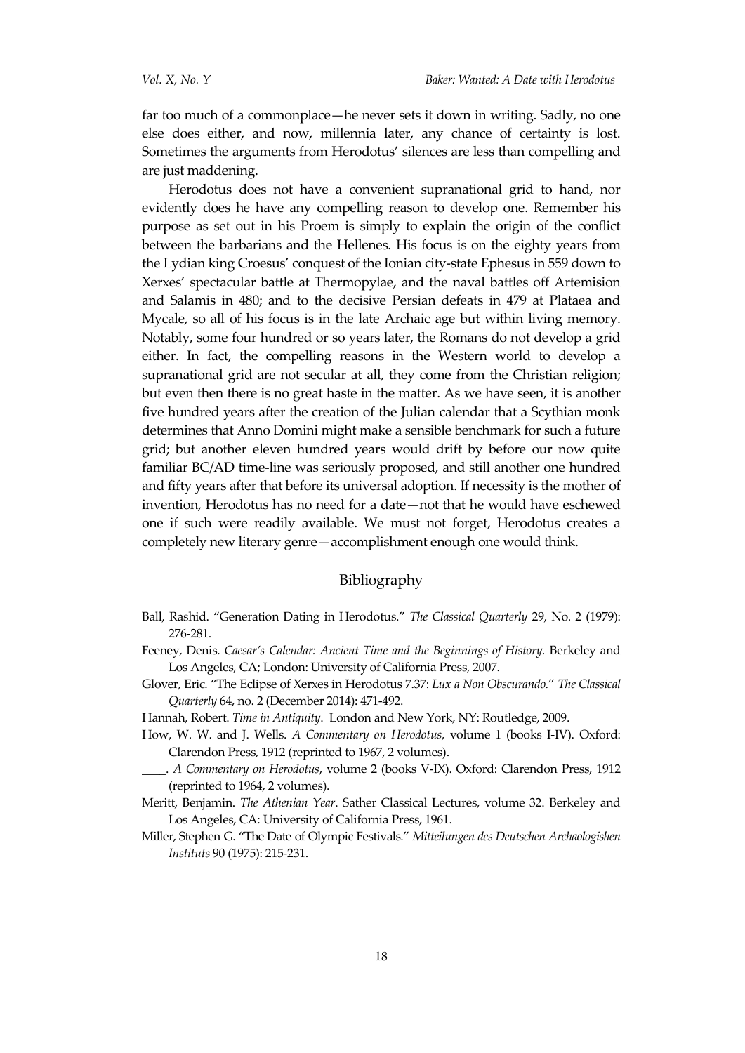far too much of a commonplace—he never sets it down in writing. Sadly, no one else does either, and now, millennia later, any chance of certainty is lost. Sometimes the arguments from Herodotus' silences are less than compelling and are just maddening.

Herodotus does not have a convenient supranational grid to hand, nor evidently does he have any compelling reason to develop one. Remember his purpose as set out in his Proem is simply to explain the origin of the conflict between the barbarians and the Hellenes. His focus is on the eighty years from the Lydian king Croesus' conquest of the Ionian city-state Ephesus in 559 down to Xerxes' spectacular battle at Thermopylae, and the naval battles off Artemision and Salamis in 480; and to the decisive Persian defeats in 479 at Plataea and Mycale, so all of his focus is in the late Archaic age but within living memory. Notably, some four hundred or so years later, the Romans do not develop a grid either. In fact, the compelling reasons in the Western world to develop a supranational grid are not secular at all, they come from the Christian religion; but even then there is no great haste in the matter. As we have seen, it is another five hundred years after the creation of the Julian calendar that a Scythian monk determines that Anno Domini might make a sensible benchmark for such a future grid; but another eleven hundred years would drift by before our now quite familiar BC/AD time-line was seriously proposed, and still another one hundred and fifty years after that before its universal adoption. If necessity is the mother of invention, Herodotus has no need for a date—not that he would have eschewed one if such were readily available. We must not forget, Herodotus creates a completely new literary genre—accomplishment enough one would think.

## Bibliography

Ball, Rashid. "Generation Dating in Herodotus." *The Classical Quarterly* 29, No. 2 (1979): 276-281.

Feeney, Denis. *Caesar's Calendar: Ancient Time and the Beginnings of History.* Berkeley and Los Angeles, CA; London: University of California Press, 2007.

Glover, Eric. "The Eclipse of Xerxes in Herodotus 7.37: *Lux a Non Obscurando.*" *The Classical Quarterly* 64, no. 2 (December 2014): 471-492.

Hannah, Robert. *Time in Antiquity.* London and New York, NY: Routledge, 2009.

How, W. W. and J. Wells. *A Commentary on Herodotus*, volume 1 (books I-IV). Oxford: Clarendon Press, 1912 (reprinted to 1967, 2 volumes).

\_\_\_\_. *A Commentary on Herodotus*, volume 2 (books V-IX). Oxford: Clarendon Press, 1912 (reprinted to 1964, 2 volumes).

Meritt, Benjamin. *The Athenian Year*. Sather Classical Lectures, volume 32. Berkeley and Los Angeles, CA: University of California Press, 1961.

Miller, Stephen G. "The Date of Olympic Festivals." *Mitteilungen des Deutschen Archaologishen Instituts* 90 (1975): 215-231.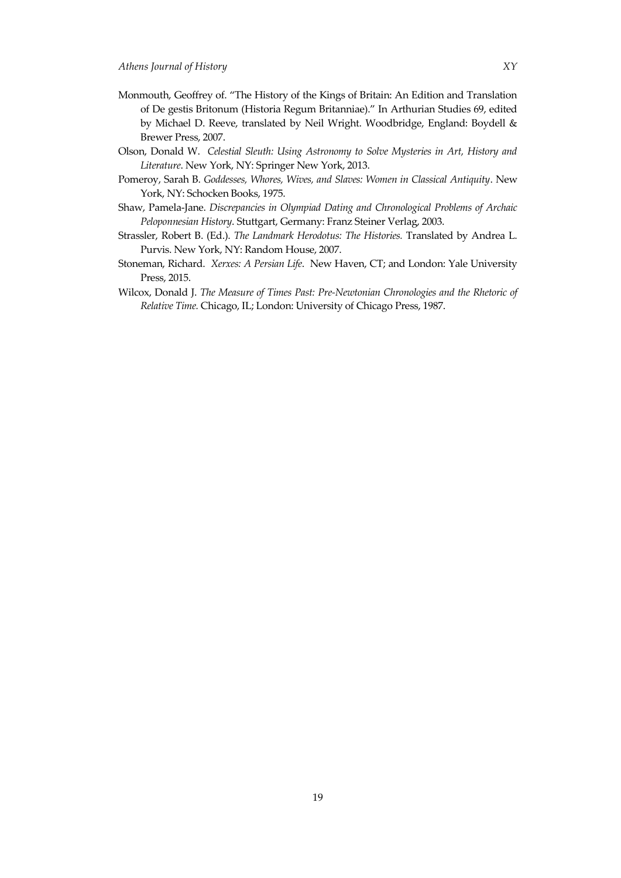Monmouth, Geoffrey of. "The History of the Kings of Britain: An Edition and Translation of De gestis Britonum (Historia Regum Britanniae)." In Arthurian Studies 69, edited by Michael D. Reeve, translated by Neil Wright. Woodbridge, England: Boydell & Brewer Press, 2007.

Olson, Donald W. *Celestial Sleuth: Using Astronomy to Solve Mysteries in Art, History and Literature*. New York, NY: Springer New York, 2013.

Pomeroy, Sarah B. *Goddesses, Whores, Wives, and Slaves: Women in Classical Antiquity*. New York, NY: Schocken Books, 1975.

Shaw, Pamela-Jane. *Discrepancies in Olympiad Dating and Chronological Problems of Archaic Peloponnesian History*. Stuttgart, Germany: Franz Steiner Verlag, 2003.

Strassler, Robert B. (Ed.). *The Landmark Herodotus: The Histories.* Translated by Andrea L. Purvis. New York, NY: Random House, 2007.

Stoneman, Richard. *Xerxes: A Persian Life*. New Haven, CT; and London: Yale University Press, 2015.

Wilcox, Donald J. *The Measure of Times Past: Pre-Newtonian Chronologies and the Rhetoric of Relative Time.* Chicago, IL; London: University of Chicago Press, 1987.